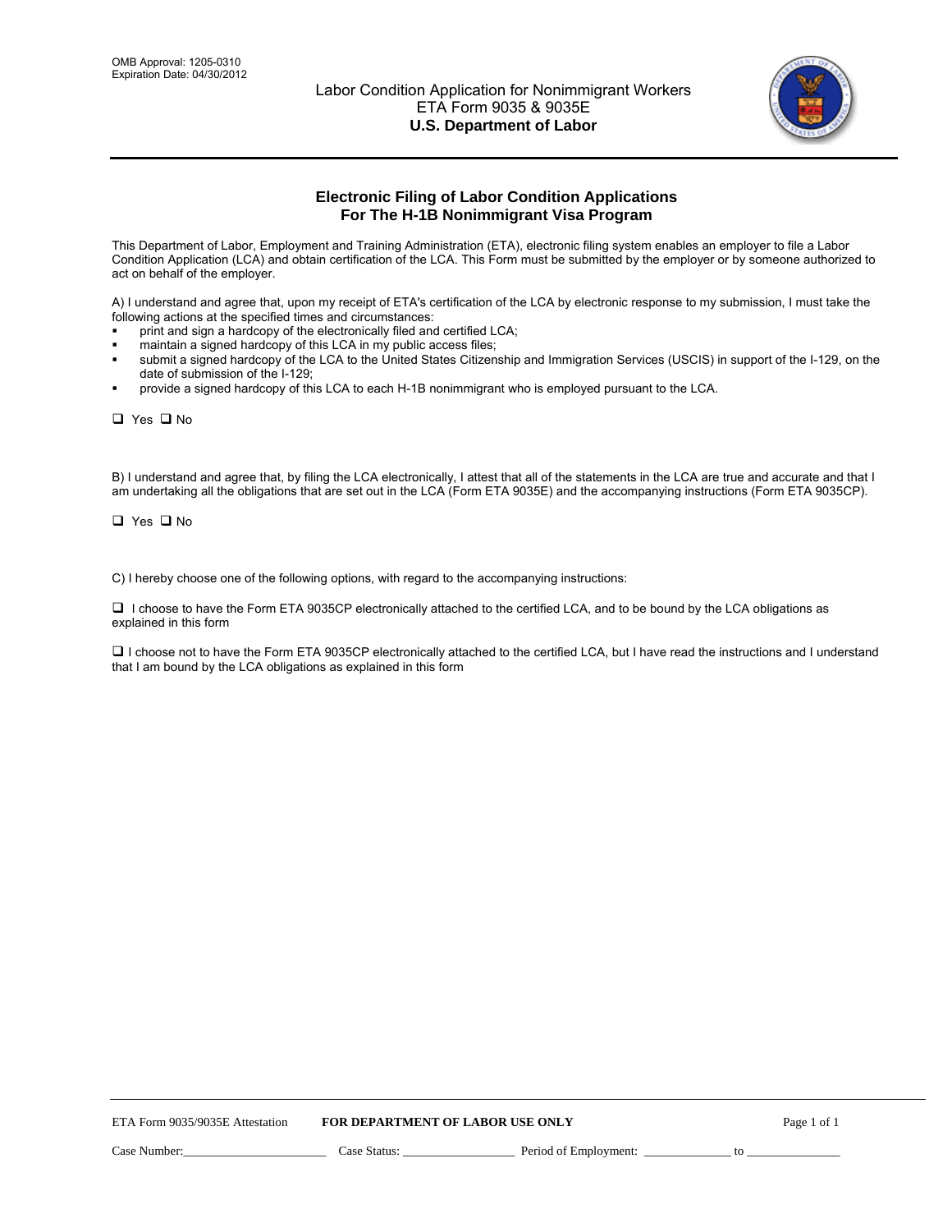OMB Approval: 1205-0310
Expiration Date: 04/30/2012

Labor Condition Application for Nonimmigrant Workers
ETA Form 9035 & 9035E
**U.S. Department of Labor**

## Electronic Filing of Labor Condition Applications For The H-1B Nonimmigrant Visa Program

This Department of Labor, Employment and Training Administration (ETA), electronic filing system enables an employer to file a Labor Condition Application (LCA) and obtain certification of the LCA. This Form must be submitted by the employer or by someone authorized to act on behalf of the employer.

A) I understand and agree that, upon my receipt of ETA's certification of the LCA by electronic response to my submission, I must take the following actions at the specified times and circumstances:

- print and sign a hardcopy of the electronically filed and certified LCA;
- maintain a signed hardcopy of this LCA in my public access files;
- submit a signed hardcopy of the LCA to the United States Citizenship and Immigration Services (USCIS) in support of the I-129, on the date of submission of the I-129;
- provide a signed hardcopy of this LCA to each H-1B nonimmigrant who is employed pursuant to the LCA.

❑ Yes ❑ No

B) I understand and agree that, by filing the LCA electronically, I attest that all of the statements in the LCA are true and accurate and that I am undertaking all the obligations that are set out in the LCA (Form ETA 9035E) and the accompanying instructions (Form ETA 9035CP).

❑ Yes ❑ No

C) I hereby choose one of the following options, with regard to the accompanying instructions:

❑ I choose to have the Form ETA 9035CP electronically attached to the certified LCA, and to be bound by the LCA obligations as explained in this form

❑ I choose not to have the Form ETA 9035CP electronically attached to the certified LCA, but I have read the instructions and I understand that I am bound by the LCA obligations as explained in this form

ETA Form 9035/9035E Attestation **FOR DEPARTMENT OF LABOR USE ONLY**

Case Number:______________________ Case Status: _________________ Period of Employment: _____________ to ______________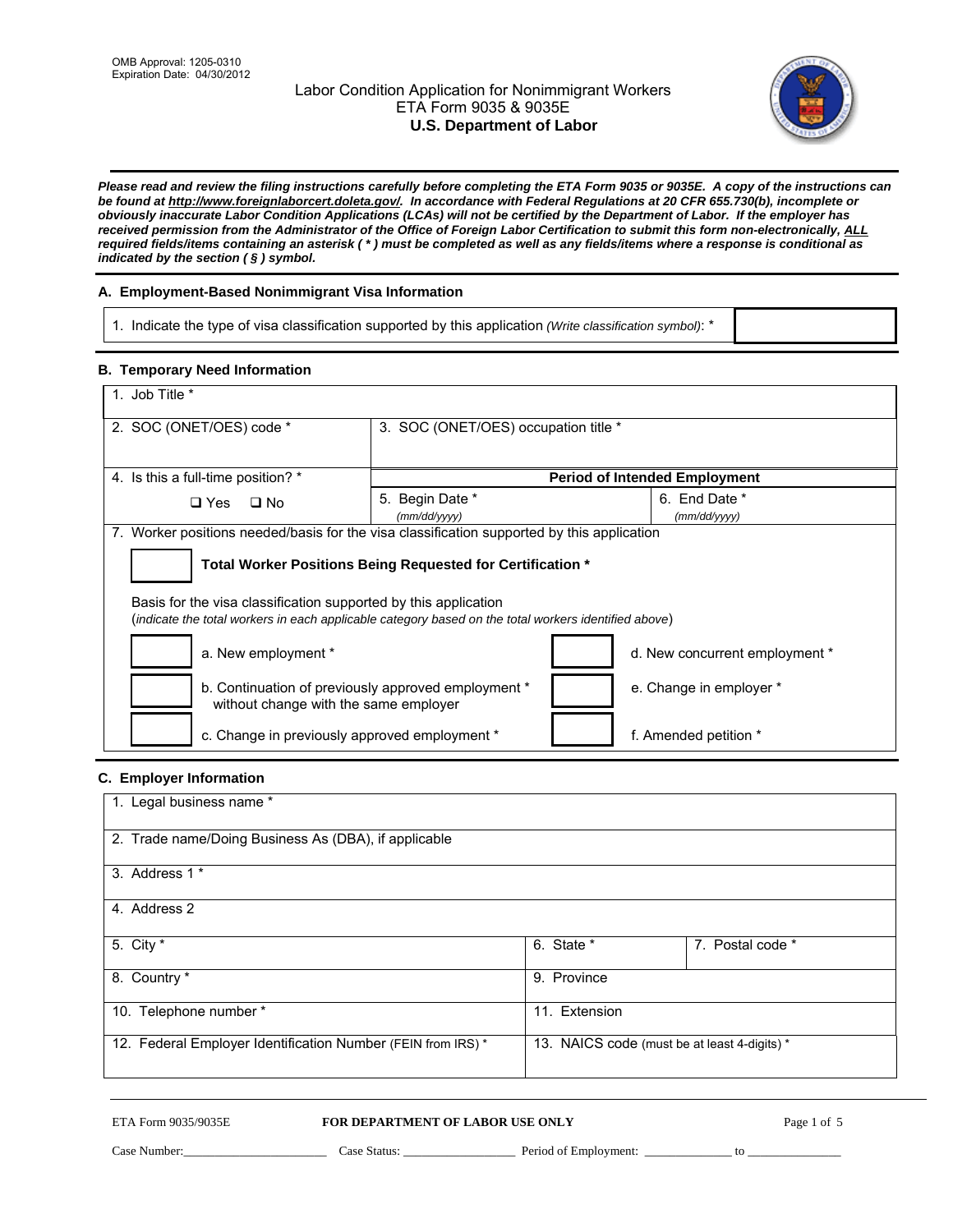OMB Approval: 1205-0310
Expiration Date: 04/30/2012

# Labor Condition Application for Nonimmigrant Workers
## ETA Form 9035 & 9035E
## U.S. Department of Labor

***Please read and review the filing instructions carefully before completing the ETA Form 9035 or 9035E. A copy of the instructions can be found at http://www.foreignlaborcert.doleta.gov/. In accordance with Federal Regulations at 20 CFR 655.730(b), incomplete or obviously inaccurate Labor Condition Applications (LCAs) will not be certified by the Department of Labor. If the employer has received permission from the Administrator of the Office of Foreign Labor Certification to submit this form non-electronically, ALL required fields/items containing an asterisk ( * ) must be completed as well as any fields/items where a response is conditional as indicated by the section ( § ) symbol.***

### A. Employment-Based Nonimmigrant Visa Information

1. Indicate the type of visa classification supported by this application *(Write classification symbol)*: *

### B. Temporary Need Information

1. Job Title *

2. SOC (ONET/OES) code *

3. SOC (ONET/OES) occupation title *

4. Is this a full-time position? *

❑ Yes ❑ No

**Period of Intended Employment**

5. Begin Date * *(mm/dd/yyyy)*

6. End Date * *(mm/dd/yyyy)*

7. Worker positions needed/basis for the visa classification supported by this application

**Total Worker Positions Being Requested for Certification ***

Basis for the visa classification supported by this application
(*indicate the total workers in each applicable category based on the total workers identified above*)

a. New employment *

b. Continuation of previously approved employment * without change with the same employer

c. Change in previously approved employment *

d. New concurrent employment *

e. Change in employer *

f. Amended petition *

### C. Employer Information

1. Legal business name *

2. Trade name/Doing Business As (DBA), if applicable

3. Address 1 *

4. Address 2

5. City *

6. State *

7. Postal code *

8. Country *

9. Province

10. Telephone number *

11. Extension

12. Federal Employer Identification Number (FEIN from IRS) *

13. NAICS code (must be at least 4-digits) *

ETA Form 9035/9035E **FOR DEPARTMENT OF LABOR USE ONLY**

Case Number:\_\_\_\_\_\_\_\_\_\_\_\_\_\_\_\_\_\_\_\_\_\_ Case Status: \_\_\_\_\_\_\_\_\_\_\_\_\_\_\_\_\_\_ Period of Employment: \_\_\_\_\_\_\_\_\_\_\_\_\_\_ to \_\_\_\_\_\_\_\_\_\_\_\_\_\_\_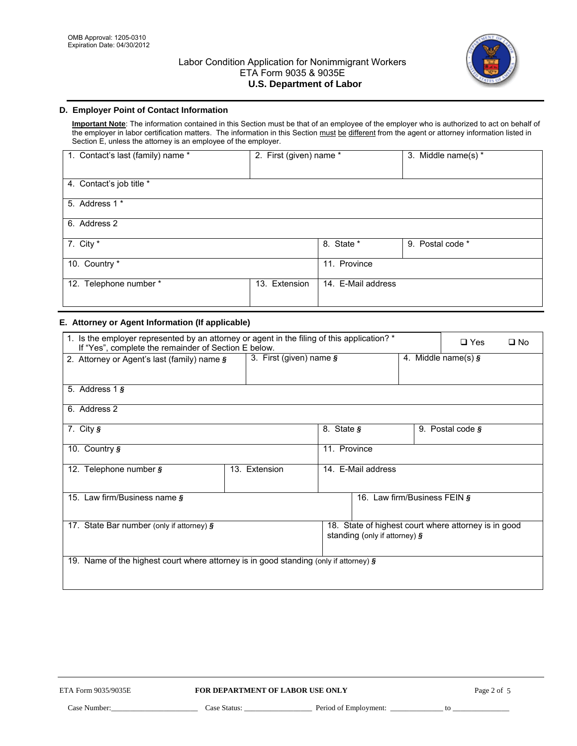OMB Approval: 1205-0310
Expiration Date: 04/30/2012

# Labor Condition Application for Nonimmigrant Workers
## ETA Form 9035 & 9035E
## U.S. Department of Labor

### D. Employer Point of Contact Information

**Important Note**: The information contained in this Section must be that of an employee of the employer who is authorized to act on behalf of the employer in labor certification matters. The information in this Section must be different from the agent or attorney information listed in Section E, unless the attorney is an employee of the employer.

| | | |
|---|---|---|
| 1. Contact's last (family) name * | 2. First (given) name * | 3. Middle name(s) * |
| 4. Contact's job title * | | |
| 5. Address 1 * | | |
| 6. Address 2 | | |
| 7. City * | 8. State * | 9. Postal code * |
| 10. Country * | 11. Province | |
| 12. Telephone number * | 13. Extension | 14. E-Mail address |

### E. Attorney or Agent Information (If applicable)

| | | |
|---|---|---|
| 1. Is the employer represented by an attorney or agent in the filing of this application? * If "Yes", complete the remainder of Section E below. | ❑ Yes | ❑ No |
| 2. Attorney or Agent's last (family) name § | 3. First (given) name § | 4. Middle name(s) § |
| 5. Address 1 § | | |
| 6. Address 2 | | |
| 7. City § | 8. State § | 9. Postal code § |
| 10. Country § | 11. Province | |
| 12. Telephone number § | 13. Extension | 14. E-Mail address |
| 15. Law firm/Business name § | 16. Law firm/Business FEIN § | |
| 17. State Bar number (only if attorney) § | 18. State of highest court where attorney is in good standing (only if attorney) § | |
| 19. Name of the highest court where attorney is in good standing (only if attorney) § | | |

ETA Form 9035/9035E — **FOR DEPARTMENT OF LABOR USE ONLY**

Case Number:______________________ Case Status: _________________ Period of Employment: _____________ to ______________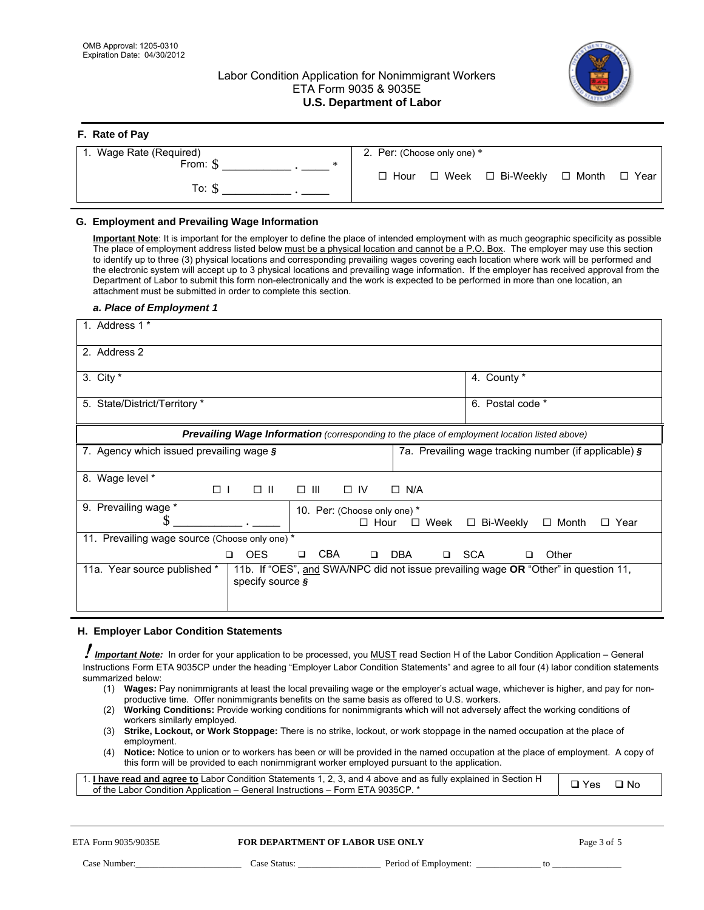OMB Approval: 1205-0310
Expiration Date: 04/30/2012

# Labor Condition Application for Nonimmigrant Workers
## ETA Form 9035 & 9035E
## U.S. Department of Labor

### F. Rate of Pay

| 1. Wage Rate (Required) | 2. Per: (Choose only one) * |
|---|---|
| From: $ ___________ . _____ * <br> To: $ ___________ . _____ | ☐ Hour ☐ Week ☐ Bi-Weekly ☐ Month ☐ Year |

### G. Employment and Prevailing Wage Information

**Important Note**: It is important for the employer to define the place of intended employment with as much geographic specificity as possible The place of employment address listed below must be a physical location and cannot be a P.O. Box. The employer may use this section to identify up to three (3) physical locations and corresponding prevailing wages covering each location where work will be performed and the electronic system will accept up to 3 physical locations and prevailing wage information. If the employer has received approval from the Department of Labor to submit this form non-electronically and the work is expected to be performed in more than one location, an attachment must be submitted in order to complete this section.

***a. Place of Employment 1***

| | |
|---|---|
| 1. Address 1 * | |
| 2. Address 2 | |
| 3. City * | 4. County * |
| 5. State/District/Territory * | 6. Postal code * |

***Prevailing Wage Information*** *(corresponding to the place of employment location listed above)*

| | |
|---|---|
| 7. Agency which issued prevailing wage § | 7a. Prevailing wage tracking number (if applicable) § |
| 8. Wage level * <br> ☐ I ☐ II ☐ III ☐ IV ☐ N/A | |
| 9. Prevailing wage * <br> $ ___________ . _____ | 10. Per: (Choose only one) * <br> ☐ Hour ☐ Week ☐ Bi-Weekly ☐ Month ☐ Year |
| 11. Prevailing wage source (Choose only one) * <br> ❑ OES ❑ CBA ❑ DBA ❑ SCA ❑ Other | |
| 11a. Year source published * | 11b. If "OES", and SWA/NPC did not issue prevailing wage **OR** "Other" in question 11, specify source § |

### H. Employer Labor Condition Statements

***Important Note:*** In order for your application to be processed, you MUST read Section H of the Labor Condition Application – General Instructions Form ETA 9035CP under the heading "Employer Labor Condition Statements" and agree to all four (4) labor condition statements summarized below:

(1) **Wages:** Pay nonimmigrants at least the local prevailing wage or the employer's actual wage, whichever is higher, and pay for non-productive time. Offer nonimmigrants benefits on the same basis as offered to U.S. workers.
(2) **Working Conditions:** Provide working conditions for nonimmigrants which will not adversely affect the working conditions of workers similarly employed.
(3) **Strike, Lockout, or Work Stoppage:** There is no strike, lockout, or work stoppage in the named occupation at the place of employment.
(4) **Notice:** Notice to union or to workers has been or will be provided in the named occupation at the place of employment. A copy of this form will be provided to each nonimmigrant worker employed pursuant to the application.

| | |
|---|---|
| 1. **I have read and agree to** Labor Condition Statements 1, 2, 3, and 4 above and as fully explained in Section H of the Labor Condition Application – General Instructions – Form ETA 9035CP. * | ❑ Yes ❑ No |

ETA Form 9035/9035E — **FOR DEPARTMENT OF LABOR USE ONLY**

Case Number:_______________ Case Status: _______________ Period of Employment: _____________ to _____________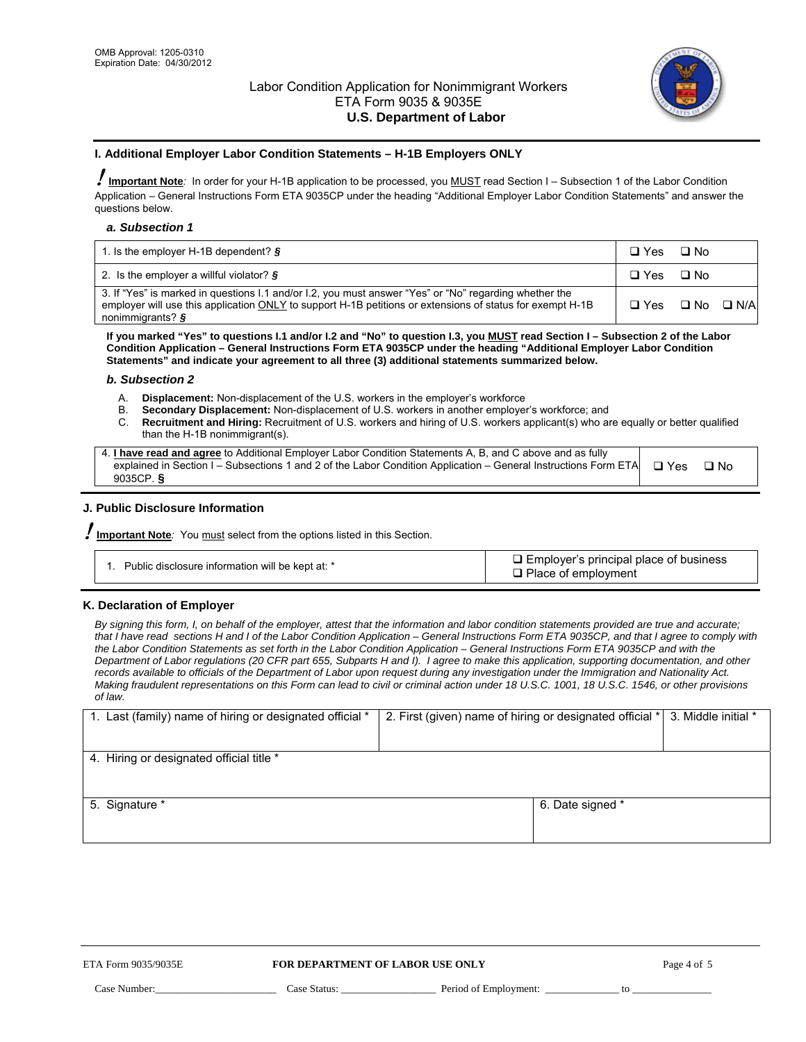OMB Approval: 1205-0310
Expiration Date: 04/30/2012

Labor Condition Application for Nonimmigrant Workers
ETA Form 9035 & 9035E
**U.S. Department of Labor**

## I. Additional Employer Labor Condition Statements – H-1B Employers ONLY

**Important Note***:* In order for your H-1B application to be processed, you MUST read Section I – Subsection 1 of the Labor Condition Application – General Instructions Form ETA 9035CP under the heading "Additional Employer Labor Condition Statements" and answer the questions below.

### *a. Subsection 1*

| | |
|---|---|
| 1. Is the employer H-1B dependent? *§* | ❑ Yes ❑ No |
| 2. Is the employer a willful violator? *§* | ❑ Yes ❑ No |
| 3. If "Yes" is marked in questions I.1 and/or I.2, you must answer "Yes" or "No" regarding whether the employer will use this application ONLY to support H-1B petitions or extensions of status for exempt H-1B nonimmigrants? *§* | ❑ Yes ❑ No ❑ N/A |

**If you marked "Yes" to questions I.1 and/or I.2 and "No" to question I.3, you MUST read Section I – Subsection 2 of the Labor Condition Application – General Instructions Form ETA 9035CP under the heading "Additional Employer Labor Condition Statements" and indicate your agreement to all three (3) additional statements summarized below.**

### *b. Subsection 2*

A. **Displacement:** Non-displacement of the U.S. workers in the employer's workforce
B. **Secondary Displacement:** Non-displacement of U.S. workers in another employer's workforce; and
C. **Recruitment and Hiring:** Recruitment of U.S. workers and hiring of U.S. workers applicant(s) who are equally or better qualified than the H-1B nonimmigrant(s).

| | |
|---|---|
| 4. **I have read and agree** to Additional Employer Labor Condition Statements A, B, and C above and as fully explained in Section I – Subsections 1 and 2 of the Labor Condition Application – General Instructions Form ETA 9035CP. **§** | ❑ Yes ❑ No |

## J. Public Disclosure Information

**Important Note***:* You must select from the options listed in this Section.

| | |
|---|---|
| 1. Public disclosure information will be kept at: * | ❑ Employer's principal place of business<br>❑ Place of employment |

## K. Declaration of Employer

*By signing this form, I, on behalf of the employer, attest that the information and labor condition statements provided are true and accurate; that I have read sections H and I of the Labor Condition Application – General Instructions Form ETA 9035CP, and that I agree to comply with the Labor Condition Statements as set forth in the Labor Condition Application – General Instructions Form ETA 9035CP and with the Department of Labor regulations (20 CFR part 655, Subparts H and I). I agree to make this application, supporting documentation, and other records available to officials of the Department of Labor upon request during any investigation under the Immigration and Nationality Act. Making fraudulent representations on this Form can lead to civil or criminal action under 18 U.S.C. 1001, 18 U.S.C. 1546, or other provisions of law.*

| 1. Last (family) name of hiring or designated official * | 2. First (given) name of hiring or designated official * | 3. Middle initial * |
|---|---|---|
| | | |

| 4. Hiring or designated official title * |
|---|
| |

| 5. Signature * | 6. Date signed * |
|---|---|
| | |

ETA Form 9035/9035E — **FOR DEPARTMENT OF LABOR USE ONLY**

Case Number:______________________ Case Status: _________________ Period of Employment: _____________ to ______________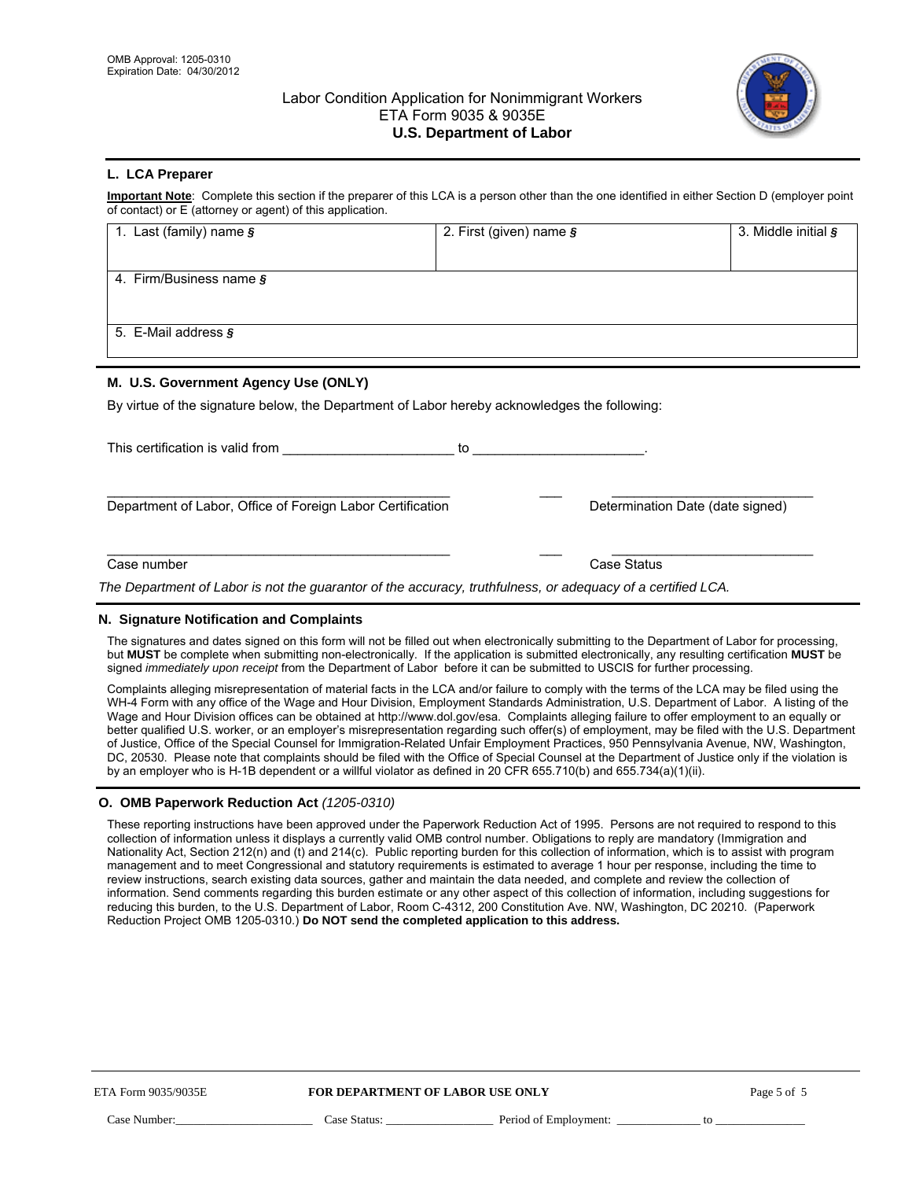OMB Approval: 1205-0310
Expiration Date: 04/30/2012

Labor Condition Application for Nonimmigrant Workers
ETA Form 9035 & 9035E
**U.S. Department of Labor**

## L. LCA Preparer

**Important Note**: Complete this section if the preparer of this LCA is a person other than the one identified in either Section D (employer point of contact) or E (attorney or agent) of this application.

| | | |
|---|---|---|
| 1. Last (family) name § | 2. First (given) name § | 3. Middle initial § |
| 4. Firm/Business name § | | |
| 5. E-Mail address § | | |

## M. U.S. Government Agency Use (ONLY)

By virtue of the signature below, the Department of Labor hereby acknowledges the following:

This certification is valid from ______________________ to ______________________.

______________________________________________ ___ ___________________________
Department of Labor, Office of Foreign Labor Certification — Determination Date (date signed)

______________________________________________ ___ ___________________________
Case number — Case Status

*The Department of Labor is not the guarantor of the accuracy, truthfulness, or adequacy of a certified LCA.*

## N. Signature Notification and Complaints

The signatures and dates signed on this form will not be filled out when electronically submitting to the Department of Labor for processing, but **MUST** be complete when submitting non-electronically. If the application is submitted electronically, any resulting certification **MUST** be signed *immediately upon receipt* from the Department of Labor before it can be submitted to USCIS for further processing.

Complaints alleging misrepresentation of material facts in the LCA and/or failure to comply with the terms of the LCA may be filed using the WH-4 Form with any office of the Wage and Hour Division, Employment Standards Administration, U.S. Department of Labor. A listing of the Wage and Hour Division offices can be obtained at http://www.dol.gov/esa. Complaints alleging failure to offer employment to an equally or better qualified U.S. worker, or an employer's misrepresentation regarding such offer(s) of employment, may be filed with the U.S. Department of Justice, Office of the Special Counsel for Immigration-Related Unfair Employment Practices, 950 Pennsylvania Avenue, NW, Washington, DC, 20530. Please note that complaints should be filed with the Office of Special Counsel at the Department of Justice only if the violation is by an employer who is H-1B dependent or a willful violator as defined in 20 CFR 655.710(b) and 655.734(a)(1)(ii).

## O. OMB Paperwork Reduction Act *(1205-0310)*

These reporting instructions have been approved under the Paperwork Reduction Act of 1995. Persons are not required to respond to this collection of information unless it displays a currently valid OMB control number. Obligations to reply are mandatory (Immigration and Nationality Act, Section 212(n) and (t) and 214(c). Public reporting burden for this collection of information, which is to assist with program management and to meet Congressional and statutory requirements is estimated to average 1 hour per response, including the time to review instructions, search existing data sources, gather and maintain the data needed, and complete and review the collection of information. Send comments regarding this burden estimate or any other aspect of this collection of information, including suggestions for reducing this burden, to the U.S. Department of Labor, Room C-4312, 200 Constitution Ave. NW, Washington, DC 20210. (Paperwork Reduction Project OMB 1205-0310.) **Do NOT send the completed application to this address.**

ETA Form 9035/9035E — **FOR DEPARTMENT OF LABOR USE ONLY**

Case Number:______________________ Case Status: _________________ Period of Employment: _____________ to ______________